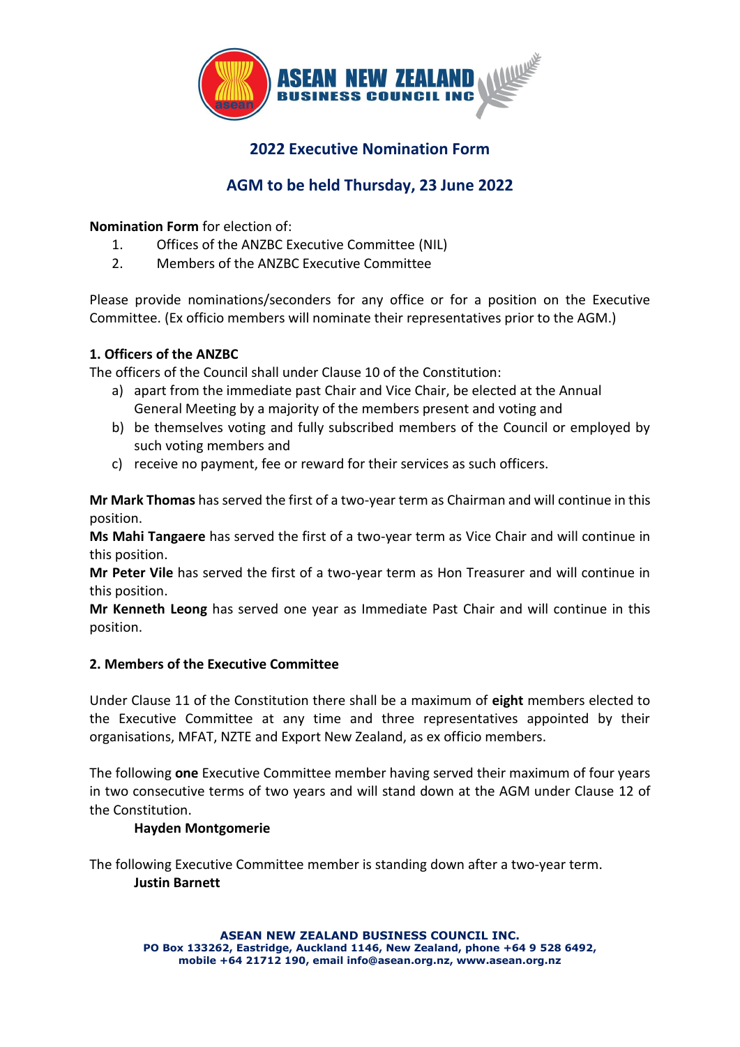# 2022 Executive Nomination Form

## AGM to be held Thursday, 23 June 2022

**Nomination Form** for election of:

1. Offices of the ANZBC Executive Committee (NIL)
2. Members of the ANZBC Executive Committee

Please provide nominations/seconders for any office or for a position on the Executive Committee. (Ex officio members will nominate their representatives prior to the AGM.)

### 1. Officers of the ANZBC

The officers of the Council shall under Clause 10 of the Constitution:

a) apart from the immediate past Chair and Vice Chair, be elected at the Annual General Meeting by a majority of the members present and voting and
b) be themselves voting and fully subscribed members of the Council or employed by such voting members and
c) receive no payment, fee or reward for their services as such officers.

**Mr Mark Thomas** has served the first of a two-year term as Chairman and will continue in this position.
**Ms Mahi Tangaere** has served the first of a two-year term as Vice Chair and will continue in this position.
**Mr Peter Vile** has served the first of a two-year term as Hon Treasurer and will continue in this position.
**Mr Kenneth Leong** has served one year as Immediate Past Chair and will continue in this position.

### 2. Members of the Executive Committee

Under Clause 11 of the Constitution there shall be a maximum of **eight** members elected to the Executive Committee at any time and three representatives appointed by their organisations, MFAT, NZTE and Export New Zealand, as ex officio members.

The following **one** Executive Committee member having served their maximum of four years in two consecutive terms of two years and will stand down at the AGM under Clause 12 of the Constitution.

**Hayden Montgomerie**

The following Executive Committee member is standing down after a two-year term.

**Justin Barnett**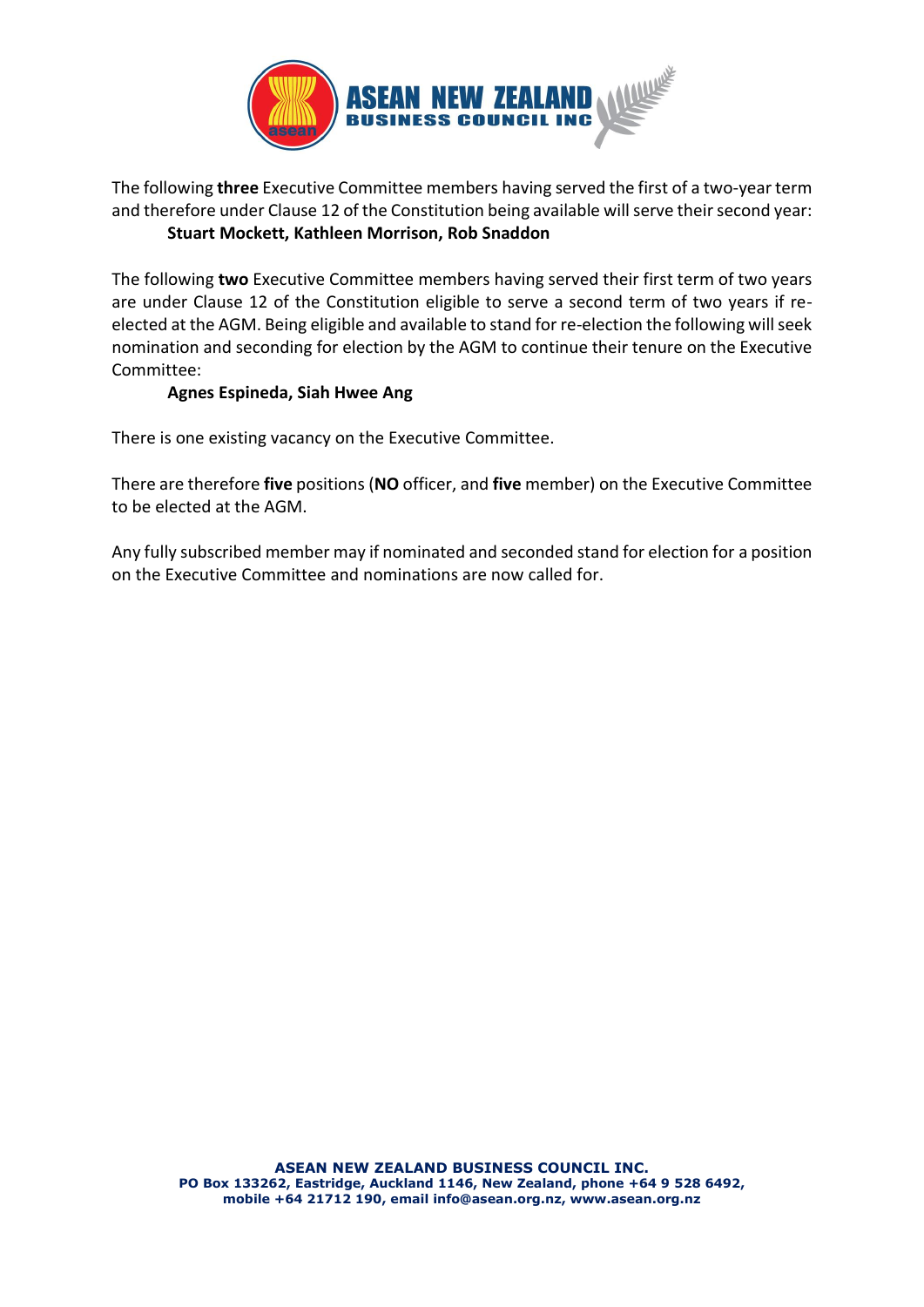The following **three** Executive Committee members having served the first of a two-year term and therefore under Clause 12 of the Constitution being available will serve their second year:

**Stuart Mockett, Kathleen Morrison, Rob Snaddon**

The following **two** Executive Committee members having served their first term of two years are under Clause 12 of the Constitution eligible to serve a second term of two years if re-elected at the AGM. Being eligible and available to stand for re-election the following will seek nomination and seconding for election by the AGM to continue their tenure on the Executive Committee:

**Agnes Espineda, Siah Hwee Ang**

There is one existing vacancy on the Executive Committee.

There are therefore **five** positions (**NO** officer, and **five** member) on the Executive Committee to be elected at the AGM.

Any fully subscribed member may if nominated and seconded stand for election for a position on the Executive Committee and nominations are now called for.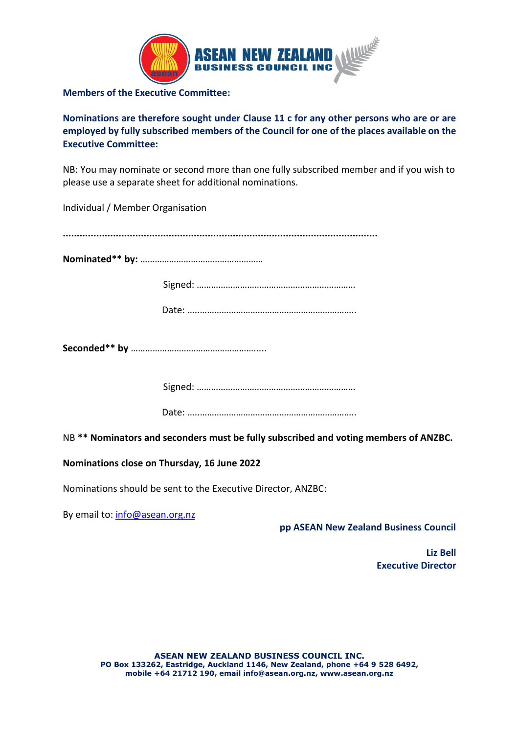**Members of the Executive Committee:**

**Nominations are therefore sought under Clause 11 c for any other persons who are or are employed by fully subscribed members of the Council for one of the places available on the Executive Committee:**

NB: You may nominate or second more than one fully subscribed member and if you wish to please use a separate sheet for additional nominations.

Individual / Member Organisation

**……………………………………………………………………………………………………**

**Nominated\*\* by:** ……………………………………………

Signed: …………………………………………………………

Date: ……………………………………………………………..

**Seconded\*\* by** ………………………………………………...

Signed: …………………………………………………………

Date: ……………………………………………………………..

NB **\*\* Nominators and seconders must be fully subscribed and voting members of ANZBC.**

**Nominations close on Thursday, 16 June 2022**

Nominations should be sent to the Executive Director, ANZBC:

By email to: info@asean.org.nz

**pp ASEAN New Zealand Business Council**

**Liz Bell**
**Executive Director**

**ASEAN NEW ZEALAND BUSINESS COUNCIL INC.**
**PO Box 133262, Eastridge, Auckland 1146, New Zealand, phone +64 9 528 6492, mobile +64 21712 190, email info@asean.org.nz, www.asean.org.nz**